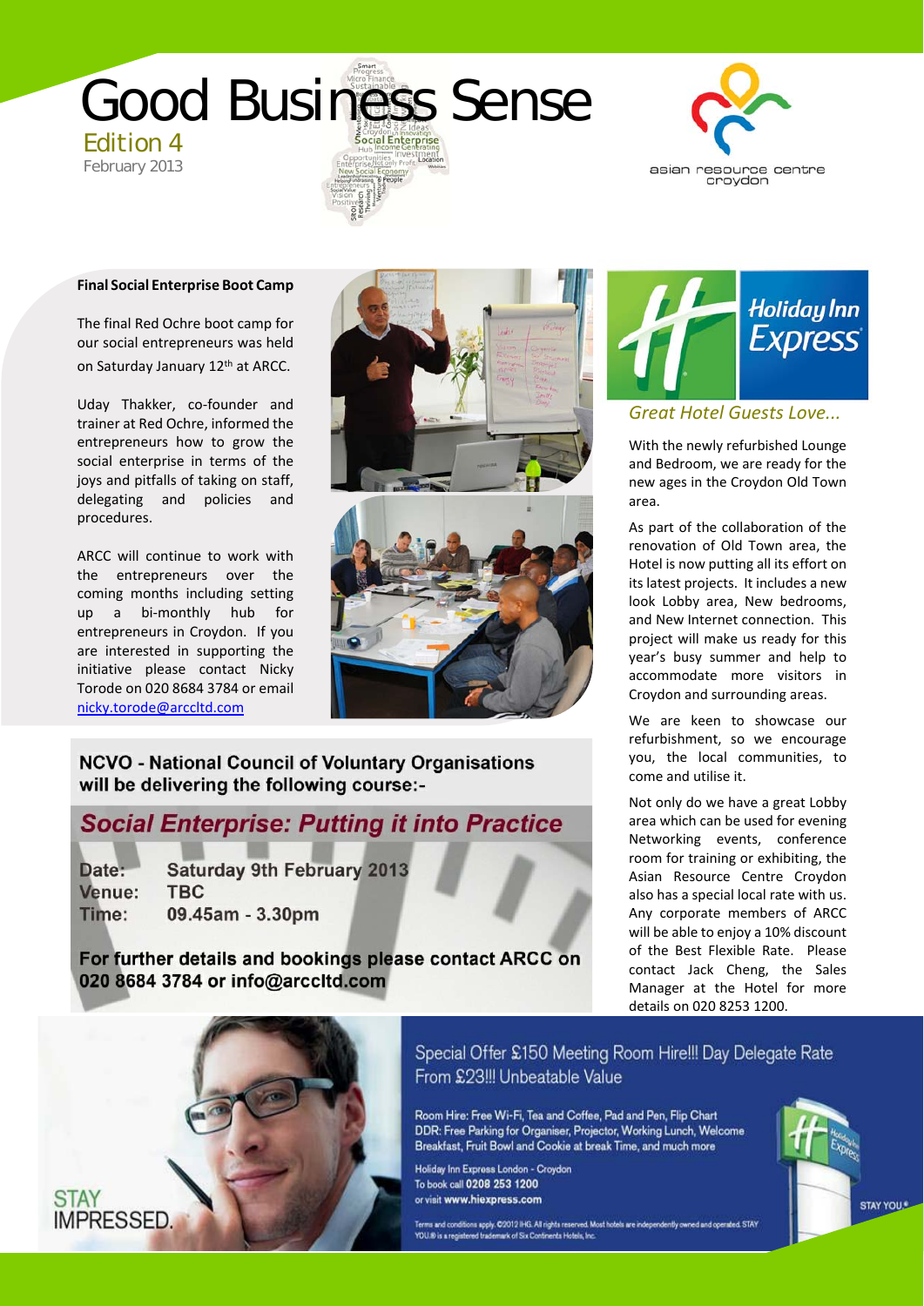# Good Business Sense

Edition 4

February 2013

asian resource centre croydon

## Final Social Enterprise Boot Camp

The final Red Ochre boot camp for our social entrepreneurs was held on Saturday January 12th at ARCC.

Uday Thakker, co-founder and trainer at Red Ochre, informed the entrepreneurs how to grow the social enterprise in terms of the joys and pitfalls of taking on staff, delegating and policies and procedures.

ARCC will continue to work with the entrepreneurs over the coming months including setting up a bi-monthly hub for entrepreneurs in Croydon. If you are interested in supporting the initiative please contact Nicky Torode on 020 8684 3784 or email nicky.torode@arccltd.com

**NCVO - National Council of Voluntary Organisations will be delivering the following course:-**

## *Social Enterprise: Putting it into Practice*

| | |
|---|---|
| **Date:** | **Saturday 9th February 2013** |
| **Venue:** | **TBC** |
| **Time:** | **09.45am - 3.30pm** |

**For further details and bookings please contact ARCC on 020 8684 3784 or info@arccltd.com**

Holiday Inn Express

## *Great Hotel Guests Love...*

With the newly refurbished Lounge and Bedroom, we are ready for the new ages in the Croydon Old Town area.

As part of the collaboration of the renovation of Old Town area, the Hotel is now putting all its effort on its latest projects. It includes a new look Lobby area, New bedrooms, and New Internet connection. This project will make us ready for this year's busy summer and help to accommodate more visitors in Croydon and surrounding areas.

We are keen to showcase our refurbishment, so we encourage you, the local communities, to come and utilise it.

Not only do we have a great Lobby area which can be used for evening Networking events, conference room for training or exhibiting, the Asian Resource Centre Croydon also has a special local rate with us. Any corporate members of ARCC will be able to enjoy a 10% discount of the Best Flexible Rate. Please contact Jack Cheng, the Sales Manager at the Hotel for more details on 020 8253 1200.

STAY IMPRESSED.

Special Offer £150 Meeting Room Hire!!! Day Delegate Rate From £23!!! Unbeatable Value

Room Hire: Free Wi-Fi, Tea and Coffee, Pad and Pen, Flip Chart
DDR: Free Parking for Organiser, Projector, Working Lunch, Welcome Breakfast, Fruit Bowl and Cookie at break Time, and much more

Holiday Inn Express London - Croydon
To book call **0208 253 1200**
or visit **www.hiexpress.com**

Terms and conditions apply. ©2012 IHG. All rights reserved. Most hotels are independently owned and operated. STAY YOU.® is a registered trademark of Six Continents Hotels, Inc.

STAY YOU.®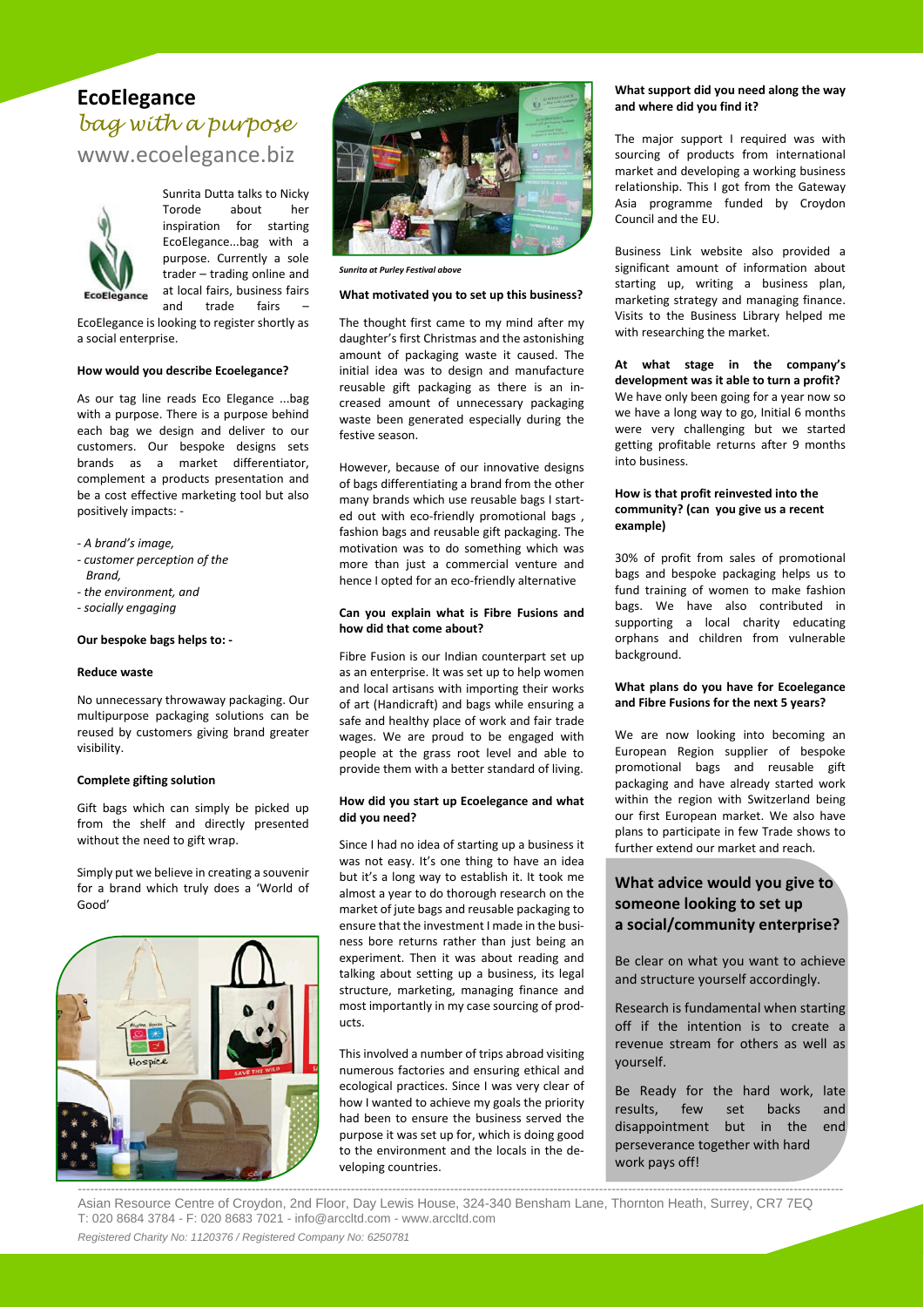# EcoElegance

*bag with a purpose*

www.ecoelegance.biz

Sunrita Dutta talks to Nicky Torode about her inspiration for starting EcoElegance...bag with a purpose. Currently a sole trader – trading online and at local fairs, business fairs and trade fairs – EcoElegance is looking to register shortly as a social enterprise.

**How would you describe Ecoelegance?**

As our tag line reads Eco Elegance ...bag with a purpose. There is a purpose behind each bag we design and deliver to our customers. Our bespoke designs sets brands as a market differentiator, complement a products presentation and be a cost effective marketing tool but also positively impacts: -

- *A brand's image,*
- *customer perception of the Brand,*
- *the environment, and*
- *socially engaging*

**Our bespoke bags helps to: -**

**Reduce waste**

No unnecessary throwaway packaging. Our multipurpose packaging solutions can be reused by customers giving brand greater visibility.

**Complete gifting solution**

Gift bags which can simply be picked up from the shelf and directly presented without the need to gift wrap.

Simply put we believe in creating a souvenir for a brand which truly does a 'World of Good'

*Sunrita at Purley Festival above*

**What motivated you to set up this business?**

The thought first came to my mind after my daughter's first Christmas and the astonishing amount of packaging waste it caused. The initial idea was to design and manufacture reusable gift packaging as there is an increased amount of unnecessary packaging waste been generated especially during the festive season.

However, because of our innovative designs of bags differentiating a brand from the other many brands which use reusable bags I started out with eco-friendly promotional bags , fashion bags and reusable gift packaging. The motivation was to do something which was more than just a commercial venture and hence I opted for an eco-friendly alternative

**Can you explain what is Fibre Fusions and how did that come about?**

Fibre Fusion is our Indian counterpart set up as an enterprise. It was set up to help women and local artisans with importing their works of art (Handicraft) and bags while ensuring a safe and healthy place of work and fair trade wages. We are proud to be engaged with people at the grass root level and able to provide them with a better standard of living.

**How did you start up Ecoelegance and what did you need?**

Since I had no idea of starting up a business it was not easy. It's one thing to have an idea but it's a long way to establish it. It took me almost a year to do thorough research on the market of jute bags and reusable packaging to ensure that the investment I made in the business bore returns rather than just being an experiment. Then it was about reading and talking about setting up a business, its legal structure, marketing, managing finance and most importantly in my case sourcing of products.

This involved a number of trips abroad visiting numerous factories and ensuring ethical and ecological practices. Since I was very clear of how I wanted to achieve my goals the priority had been to ensure the business served the purpose it was set up for, which is doing good to the environment and the locals in the developing countries.

**What support did you need along the way and where did you find it?**

The major support I required was with sourcing of products from international market and developing a working business relationship. This I got from the Gateway Asia programme funded by Croydon Council and the EU.

Business Link website also provided a significant amount of information about starting up, writing a business plan, marketing strategy and managing finance. Visits to the Business Library helped me with researching the market.

**At what stage in the company's development was it able to turn a profit?**
We have only been going for a year now so we have a long way to go, Initial 6 months were very challenging but we started getting profitable returns after 9 months into business.

**How is that profit reinvested into the community? (can you give us a recent example)**

30% of profit from sales of promotional bags and bespoke packaging helps us to fund training of women to make fashion bags. We have also contributed in supporting a local charity educating orphans and children from vulnerable background.

**What plans do you have for Ecoelegance and Fibre Fusions for the next 5 years?**

We are now looking into becoming an European Region supplier of bespoke promotional bags and reusable gift packaging and have already started work within the region with Switzerland being our first European market. We also have plans to participate in few Trade shows to further extend our market and reach.

## What advice would you give to someone looking to set up a social/community enterprise?

Be clear on what you want to achieve and structure yourself accordingly.

Research is fundamental when starting off if the intention is to create a revenue stream for others as well as yourself.

Be Ready for the hard work, late results, few set backs and disappointment but in the end perseverance together with hard work pays off!

Asian Resource Centre of Croydon, 2nd Floor, Day Lewis House, 324-340 Bensham Lane, Thornton Heath, Surrey, CR7 7EQ
T: 020 8684 3784 - F: 020 8683 7021 - info@arccltd.com - www.arccltd.com

*Registered Charity No: 1120376 / Registered Company No: 6250781*